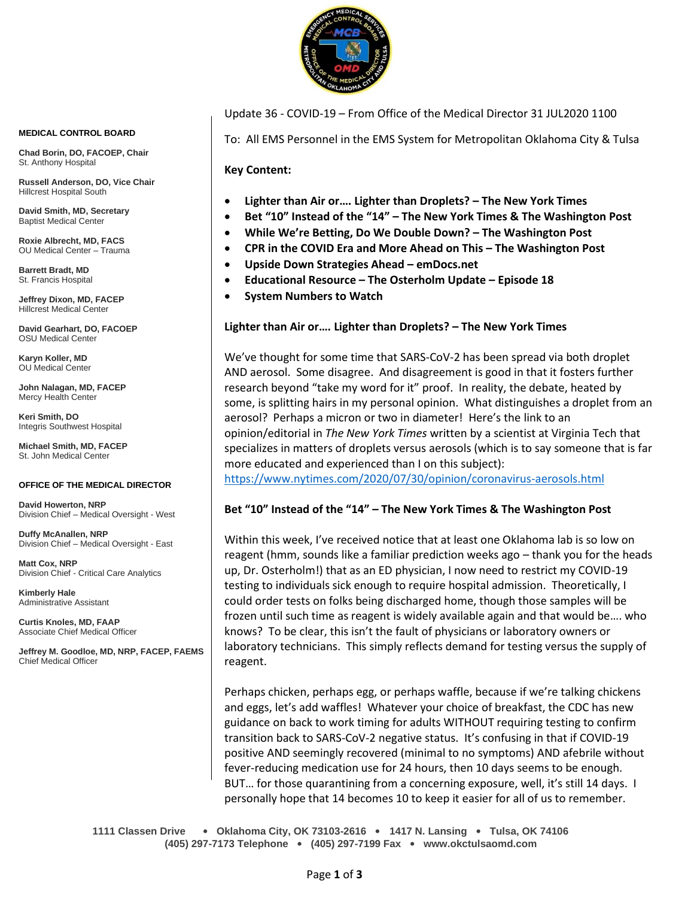**MEDICAL CONTROL BOARD**

**Chad Borin, DO, FACOEP, Chair**
St. Anthony Hospital

**Russell Anderson, DO, Vice Chair**
Hillcrest Hospital South

**David Smith, MD, Secretary**
Baptist Medical Center

**Roxie Albrecht, MD, FACS**
OU Medical Center – Trauma

**Barrett Bradt, MD**
St. Francis Hospital

**Jeffrey Dixon, MD, FACEP**
Hillcrest Medical Center

**David Gearhart, DO, FACOEP**
OSU Medical Center

**Karyn Koller, MD**
OU Medical Center

**John Nalagan, MD, FACEP**
Mercy Health Center

**Keri Smith, DO**
Integris Southwest Hospital

**Michael Smith, MD, FACEP**
St. John Medical Center

**OFFICE OF THE MEDICAL DIRECTOR**

**David Howerton, NRP**
Division Chief – Medical Oversight - West

**Duffy McAnallen, NRP**
Division Chief – Medical Oversight - East

**Matt Cox, NRP**
Division Chief - Critical Care Analytics

**Kimberly Hale**
Administrative Assistant

**Curtis Knoles, MD, FAAP**
Associate Chief Medical Officer

**Jeffrey M. Goodloe, MD, NRP, FACEP, FAEMS**
Chief Medical Officer

Update 36 - COVID-19 – From Office of the Medical Director 31 JUL2020 1100

To: All EMS Personnel in the EMS System for Metropolitan Oklahoma City & Tulsa

**Key Content:**

- **Lighter than Air or…. Lighter than Droplets? – The New York Times**
- **Bet "10" Instead of the "14" – The New York Times & The Washington Post**
- **While We're Betting, Do We Double Down? – The Washington Post**
- **CPR in the COVID Era and More Ahead on This – The Washington Post**
- **Upside Down Strategies Ahead – emDocs.net**
- **Educational Resource – The Osterholm Update – Episode 18**
- **System Numbers to Watch**

**Lighter than Air or…. Lighter than Droplets? – The New York Times**

We've thought for some time that SARS-CoV-2 has been spread via both droplet AND aerosol. Some disagree. And disagreement is good in that it fosters further research beyond "take my word for it" proof. In reality, the debate, heated by some, is splitting hairs in my personal opinion. What distinguishes a droplet from an aerosol? Perhaps a micron or two in diameter! Here's the link to an opinion/editorial in *The New York Times* written by a scientist at Virginia Tech that specializes in matters of droplets versus aerosols (which is to say someone that is far more educated and experienced than I on this subject): https://www.nytimes.com/2020/07/30/opinion/coronavirus-aerosols.html

**Bet "10" Instead of the "14" – The New York Times & The Washington Post**

Within this week, I've received notice that at least one Oklahoma lab is so low on reagent (hmm, sounds like a familiar prediction weeks ago – thank you for the heads up, Dr. Osterholm!) that as an ED physician, I now need to restrict my COVID-19 testing to individuals sick enough to require hospital admission. Theoretically, I could order tests on folks being discharged home, though those samples will be frozen until such time as reagent is widely available again and that would be…. who knows? To be clear, this isn't the fault of physicians or laboratory owners or laboratory technicians. This simply reflects demand for testing versus the supply of reagent.

Perhaps chicken, perhaps egg, or perhaps waffle, because if we're talking chickens and eggs, let's add waffles! Whatever your choice of breakfast, the CDC has new guidance on back to work timing for adults WITHOUT requiring testing to confirm transition back to SARS-CoV-2 negative status. It's confusing in that if COVID-19 positive AND seemingly recovered (minimal to no symptoms) AND afebrile without fever-reducing medication use for 24 hours, then 10 days seems to be enough. BUT… for those quarantining from a concerning exposure, well, it's still 14 days. I personally hope that 14 becomes 10 to keep it easier for all of us to remember.

1111 Classen Drive • Oklahoma City, OK 73103-2616 • 1417 N. Lansing • Tulsa, OK 74106
(405) 297-7173 Telephone • (405) 297-7199 Fax • www.okctulsaomd.com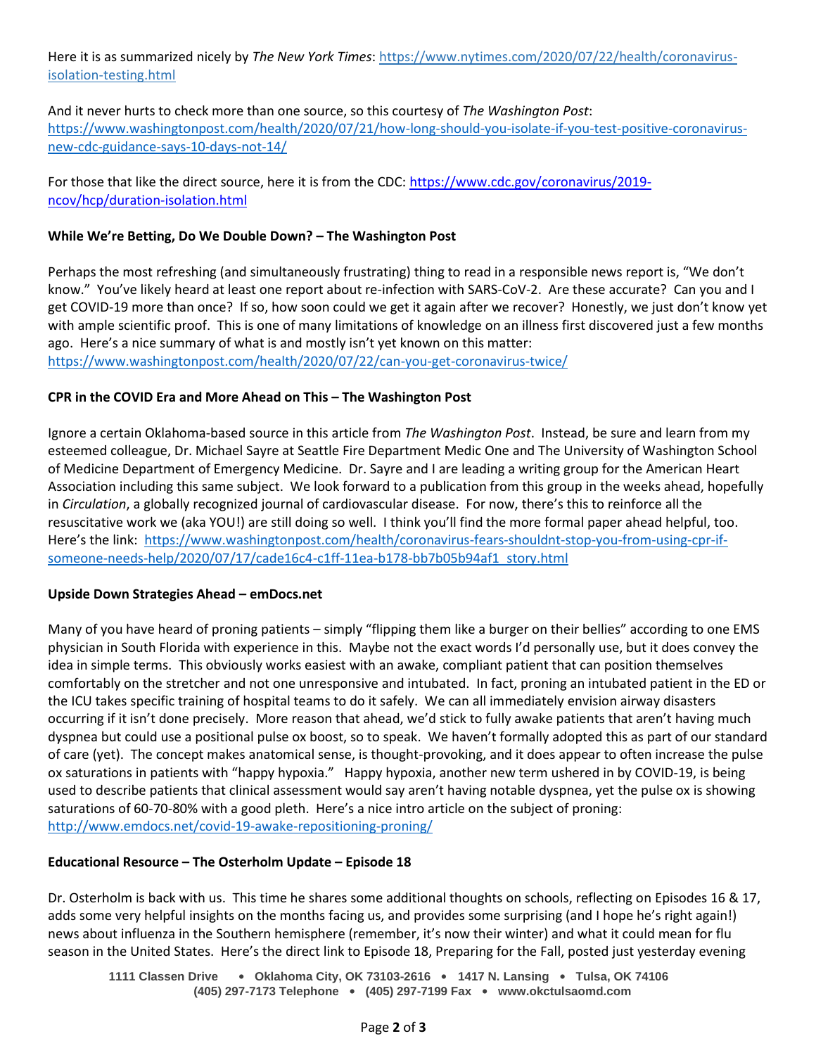Here it is as summarized nicely by *The New York Times*: https://www.nytimes.com/2020/07/22/health/coronavirus-isolation-testing.html

And it never hurts to check more than one source, so this courtesy of *The Washington Post*: https://www.washingtonpost.com/health/2020/07/21/how-long-should-you-isolate-if-you-test-positive-coronavirus-new-cdc-guidance-says-10-days-not-14/

For those that like the direct source, here it is from the CDC: https://www.cdc.gov/coronavirus/2019-ncov/hcp/duration-isolation.html

**While We're Betting, Do We Double Down? – The Washington Post**

Perhaps the most refreshing (and simultaneously frustrating) thing to read in a responsible news report is, "We don't know." You've likely heard at least one report about re-infection with SARS-CoV-2. Are these accurate? Can you and I get COVID-19 more than once? If so, how soon could we get it again after we recover? Honestly, we just don't know yet with ample scientific proof. This is one of many limitations of knowledge on an illness first discovered just a few months ago. Here's a nice summary of what is and mostly isn't yet known on this matter: https://www.washingtonpost.com/health/2020/07/22/can-you-get-coronavirus-twice/

**CPR in the COVID Era and More Ahead on This – The Washington Post**

Ignore a certain Oklahoma-based source in this article from *The Washington Post*. Instead, be sure and learn from my esteemed colleague, Dr. Michael Sayre at Seattle Fire Department Medic One and The University of Washington School of Medicine Department of Emergency Medicine. Dr. Sayre and I are leading a writing group for the American Heart Association including this same subject. We look forward to a publication from this group in the weeks ahead, hopefully in *Circulation*, a globally recognized journal of cardiovascular disease. For now, there's this to reinforce all the resuscitative work we (aka YOU!) are still doing so well. I think you'll find the more formal paper ahead helpful, too. Here's the link: https://www.washingtonpost.com/health/coronavirus-fears-shouldnt-stop-you-from-using-cpr-if-someone-needs-help/2020/07/17/cade16c4-c1ff-11ea-b178-bb7b05b94af1_story.html

**Upside Down Strategies Ahead – emDocs.net**

Many of you have heard of proning patients – simply "flipping them like a burger on their bellies" according to one EMS physician in South Florida with experience in this. Maybe not the exact words I'd personally use, but it does convey the idea in simple terms. This obviously works easiest with an awake, compliant patient that can position themselves comfortably on the stretcher and not one unresponsive and intubated. In fact, proning an intubated patient in the ED or the ICU takes specific training of hospital teams to do it safely. We can all immediately envision airway disasters occurring if it isn't done precisely. More reason that ahead, we'd stick to fully awake patients that aren't having much dyspnea but could use a positional pulse ox boost, so to speak. We haven't formally adopted this as part of our standard of care (yet). The concept makes anatomical sense, is thought-provoking, and it does appear to often increase the pulse ox saturations in patients with "happy hypoxia." Happy hypoxia, another new term ushered in by COVID-19, is being used to describe patients that clinical assessment would say aren't having notable dyspnea, yet the pulse ox is showing saturations of 60-70-80% with a good pleth. Here's a nice intro article on the subject of proning: http://www.emdocs.net/covid-19-awake-repositioning-proning/

**Educational Resource – The Osterholm Update – Episode 18**

Dr. Osterholm is back with us. This time he shares some additional thoughts on schools, reflecting on Episodes 16 & 17, adds some very helpful insights on the months facing us, and provides some surprising (and I hope he's right again!) news about influenza in the Southern hemisphere (remember, it's now their winter) and what it could mean for flu season in the United States. Here's the direct link to Episode 18, Preparing for the Fall, posted just yesterday evening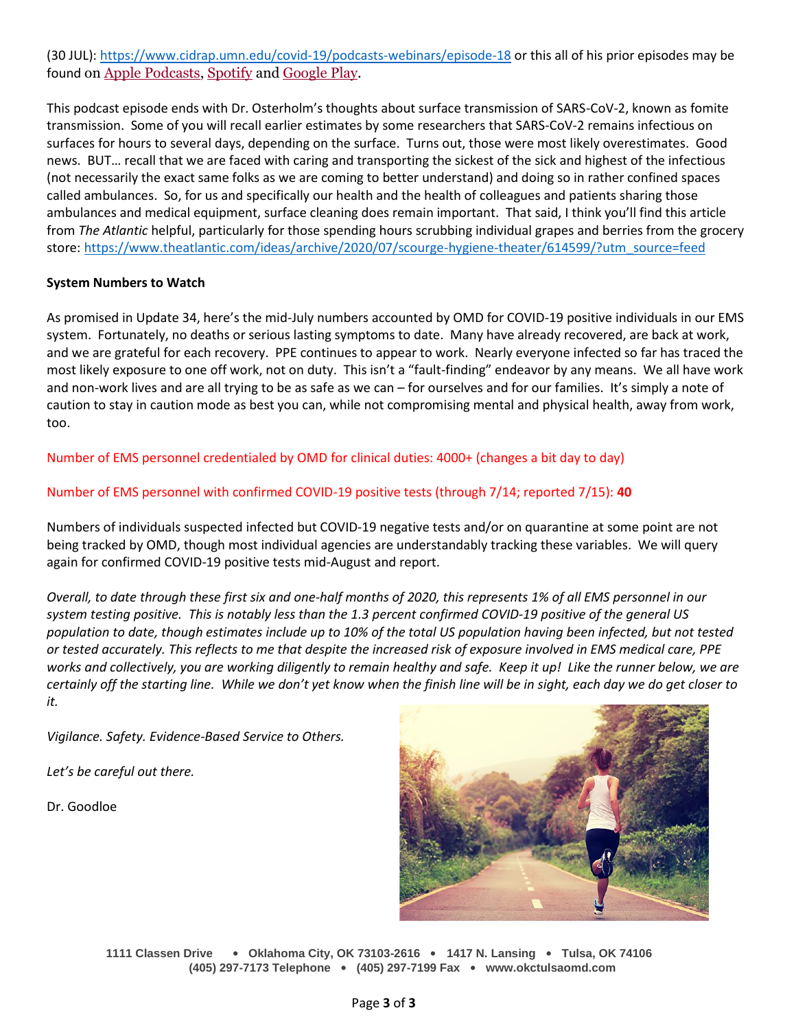(30 JUL): https://www.cidrap.umn.edu/covid-19/podcasts-webinars/episode-18 or this all of his prior episodes may be found on Apple Podcasts, Spotify and Google Play.

This podcast episode ends with Dr. Osterholm's thoughts about surface transmission of SARS-CoV-2, known as fomite transmission. Some of you will recall earlier estimates by some researchers that SARS-CoV-2 remains infectious on surfaces for hours to several days, depending on the surface. Turns out, those were most likely overestimates. Good news. BUT… recall that we are faced with caring and transporting the sickest of the sick and highest of the infectious (not necessarily the exact same folks as we are coming to better understand) and doing so in rather confined spaces called ambulances. So, for us and specifically our health and the health of colleagues and patients sharing those ambulances and medical equipment, surface cleaning does remain important. That said, I think you'll find this article from *The Atlantic* helpful, particularly for those spending hours scrubbing individual grapes and berries from the grocery store: https://www.theatlantic.com/ideas/archive/2020/07/scourge-hygiene-theater/614599/?utm_source=feed

**System Numbers to Watch**

As promised in Update 34, here's the mid-July numbers accounted by OMD for COVID-19 positive individuals in our EMS system. Fortunately, no deaths or serious lasting symptoms to date. Many have already recovered, are back at work, and we are grateful for each recovery. PPE continues to appear to work. Nearly everyone infected so far has traced the most likely exposure to one off work, not on duty. This isn't a "fault-finding" endeavor by any means. We all have work and non-work lives and are all trying to be as safe as we can – for ourselves and for our families. It's simply a note of caution to stay in caution mode as best you can, while not compromising mental and physical health, away from work, too.

Number of EMS personnel credentialed by OMD for clinical duties: 4000+ (changes a bit day to day)

Number of EMS personnel with confirmed COVID-19 positive tests (through 7/14; reported 7/15): **40**

Numbers of individuals suspected infected but COVID-19 negative tests and/or on quarantine at some point are not being tracked by OMD, though most individual agencies are understandably tracking these variables. We will query again for confirmed COVID-19 positive tests mid-August and report.

*Overall, to date through these first six and one-half months of 2020, this represents 1% of all EMS personnel in our system testing positive. This is notably less than the 1.3 percent confirmed COVID-19 positive of the general US population to date, though estimates include up to 10% of the total US population having been infected, but not tested or tested accurately. This reflects to me that despite the increased risk of exposure involved in EMS medical care, PPE works and collectively, you are working diligently to remain healthy and safe. Keep it up! Like the runner below, we are certainly off the starting line. While we don't yet know when the finish line will be in sight, each day we do get closer to it.*

*Vigilance. Safety. Evidence-Based Service to Others.*

*Let's be careful out there.*

Dr. Goodloe

**1111 Classen Drive • Oklahoma City, OK 73103-2616 • 1417 N. Lansing • Tulsa, OK 74106**
**(405) 297-7173 Telephone • (405) 297-7199 Fax • www.okctulsaomd.com**